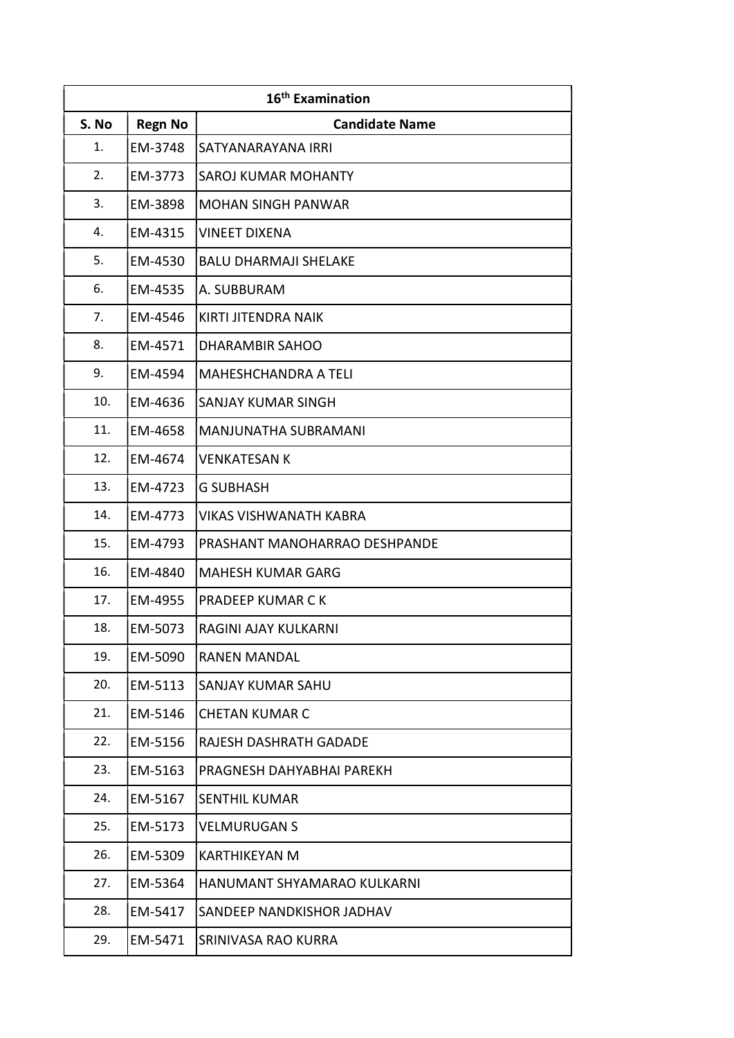| 16th Examination | | |
|---|---|---|
| S. No | Regn No | Candidate Name |
| 1. | EM-3748 | SATYANARAYANA IRRI |
| 2. | EM-3773 | SAROJ KUMAR MOHANTY |
| 3. | EM-3898 | MOHAN SINGH PANWAR |
| 4. | EM-4315 | VINEET DIXENA |
| 5. | EM-4530 | BALU DHARMAJI SHELAKE |
| 6. | EM-4535 | A. SUBBURAM |
| 7. | EM-4546 | KIRTI JITENDRA NAIK |
| 8. | EM-4571 | DHARAMBIR SAHOO |
| 9. | EM-4594 | MAHESHCHANDRA A TELI |
| 10. | EM-4636 | SANJAY KUMAR SINGH |
| 11. | EM-4658 | MANJUNATHA SUBRAMANI |
| 12. | EM-4674 | VENKATESAN K |
| 13. | EM-4723 | G SUBHASH |
| 14. | EM-4773 | VIKAS VISHWANATH KABRA |
| 15. | EM-4793 | PRASHANT MANOHARRAO DESHPANDE |
| 16. | EM-4840 | MAHESH KUMAR GARG |
| 17. | EM-4955 | PRADEEP KUMAR C K |
| 18. | EM-5073 | RAGINI AJAY KULKARNI |
| 19. | EM-5090 | RANEN MANDAL |
| 20. | EM-5113 | SANJAY KUMAR SAHU |
| 21. | EM-5146 | CHETAN KUMAR C |
| 22. | EM-5156 | RAJESH DASHRATH GADADE |
| 23. | EM-5163 | PRAGNESH DAHYABHAI PAREKH |
| 24. | EM-5167 | SENTHIL KUMAR |
| 25. | EM-5173 | VELMURUGAN S |
| 26. | EM-5309 | KARTHIKEYAN M |
| 27. | EM-5364 | HANUMANT SHYAMARAO KULKARNI |
| 28. | EM-5417 | SANDEEP NANDKISHOR JADHAV |
| 29. | EM-5471 | SRINIVASA RAO KURRA |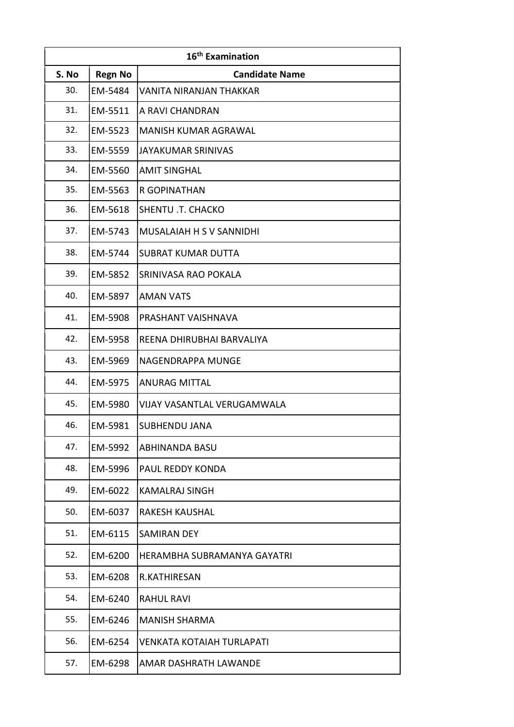| 16th Examination | | |
|---|---|---|
| S. No | Regn No | Candidate Name |
| 30. | EM-5484 | VANITA NIRANJAN THAKKAR |
| 31. | EM-5511 | A RAVI CHANDRAN |
| 32. | EM-5523 | MANISH KUMAR AGRAWAL |
| 33. | EM-5559 | JAYAKUMAR SRINIVAS |
| 34. | EM-5560 | AMIT SINGHAL |
| 35. | EM-5563 | R GOPINATHAN |
| 36. | EM-5618 | SHENTU .T. CHACKO |
| 37. | EM-5743 | MUSALAIAH H S V SANNIDHI |
| 38. | EM-5744 | SUBRAT KUMAR DUTTA |
| 39. | EM-5852 | SRINIVASA RAO POKALA |
| 40. | EM-5897 | AMAN VATS |
| 41. | EM-5908 | PRASHANT VAISHNAVA |
| 42. | EM-5958 | REENA DHIRUBHAI BARVALIYA |
| 43. | EM-5969 | NAGENDRAPPA MUNGE |
| 44. | EM-5975 | ANURAG MITTAL |
| 45. | EM-5980 | VIJAY VASANTLAL VERUGAMWALA |
| 46. | EM-5981 | SUBHENDU JANA |
| 47. | EM-5992 | ABHINANDA BASU |
| 48. | EM-5996 | PAUL REDDY KONDA |
| 49. | EM-6022 | KAMALRAJ SINGH |
| 50. | EM-6037 | RAKESH KAUSHAL |
| 51. | EM-6115 | SAMIRAN DEY |
| 52. | EM-6200 | HERAMBHA SUBRAMANYA GAYATRI |
| 53. | EM-6208 | R.KATHIRESAN |
| 54. | EM-6240 | RAHUL RAVI |
| 55. | EM-6246 | MANISH SHARMA |
| 56. | EM-6254 | VENKATA KOTAIAH TURLAPATI |
| 57. | EM-6298 | AMAR DASHRATH LAWANDE |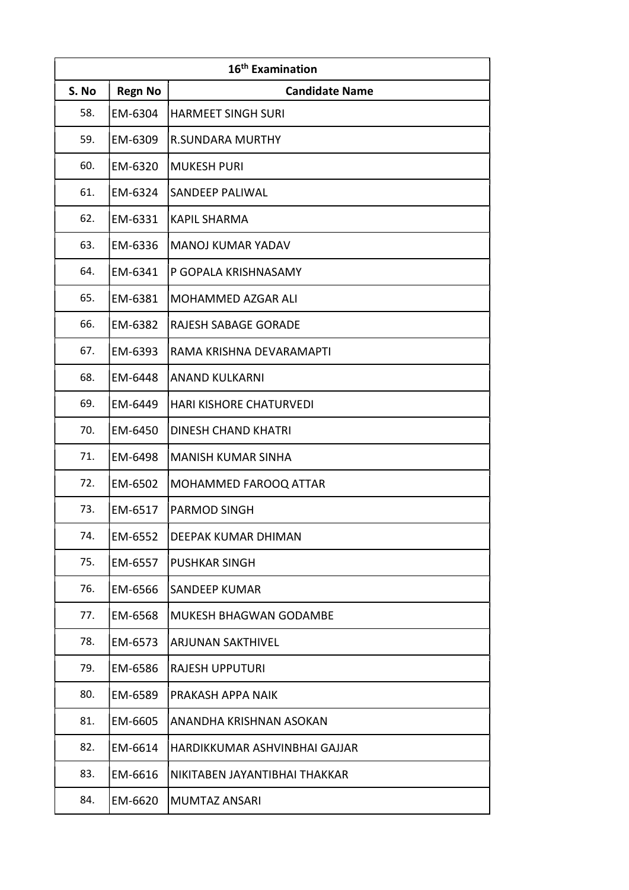| 16th Examination | | |
|---|---|---|
| S. No | Regn No | Candidate Name |
| 58. | EM-6304 | HARMEET SINGH SURI |
| 59. | EM-6309 | R.SUNDARA MURTHY |
| 60. | EM-6320 | MUKESH PURI |
| 61. | EM-6324 | SANDEEP PALIWAL |
| 62. | EM-6331 | KAPIL SHARMA |
| 63. | EM-6336 | MANOJ KUMAR YADAV |
| 64. | EM-6341 | P GOPALA KRISHNASAMY |
| 65. | EM-6381 | MOHAMMED AZGAR ALI |
| 66. | EM-6382 | RAJESH SABAGE GORADE |
| 67. | EM-6393 | RAMA KRISHNA DEVARAMAPTI |
| 68. | EM-6448 | ANAND KULKARNI |
| 69. | EM-6449 | HARI KISHORE CHATURVEDI |
| 70. | EM-6450 | DINESH CHAND KHATRI |
| 71. | EM-6498 | MANISH KUMAR SINHA |
| 72. | EM-6502 | MOHAMMED FAROOQ ATTAR |
| 73. | EM-6517 | PARMOD SINGH |
| 74. | EM-6552 | DEEPAK KUMAR DHIMAN |
| 75. | EM-6557 | PUSHKAR SINGH |
| 76. | EM-6566 | SANDEEP KUMAR |
| 77. | EM-6568 | MUKESH BHAGWAN GODAMBE |
| 78. | EM-6573 | ARJUNAN SAKTHIVEL |
| 79. | EM-6586 | RAJESH UPPUTURI |
| 80. | EM-6589 | PRAKASH APPA NAIK |
| 81. | EM-6605 | ANANDHA KRISHNAN ASOKAN |
| 82. | EM-6614 | HARDIKKUMAR ASHVINBHAI GAJJAR |
| 83. | EM-6616 | NIKITABEN JAYANTIBHAI THAKKAR |
| 84. | EM-6620 | MUMTAZ ANSARI |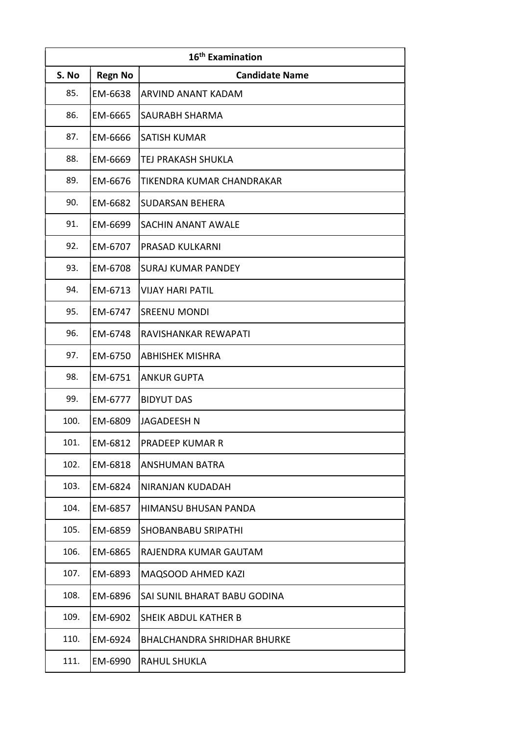| 16th Examination | | |
|---|---|---|
| S. No | Regn No | Candidate Name |
| 85. | EM-6638 | ARVIND ANANT KADAM |
| 86. | EM-6665 | SAURABH SHARMA |
| 87. | EM-6666 | SATISH KUMAR |
| 88. | EM-6669 | TEJ PRAKASH SHUKLA |
| 89. | EM-6676 | TIKENDRA KUMAR CHANDRAKAR |
| 90. | EM-6682 | SUDARSAN BEHERA |
| 91. | EM-6699 | SACHIN ANANT AWALE |
| 92. | EM-6707 | PRASAD KULKARNI |
| 93. | EM-6708 | SURAJ KUMAR PANDEY |
| 94. | EM-6713 | VIJAY HARI PATIL |
| 95. | EM-6747 | SREENU MONDI |
| 96. | EM-6748 | RAVISHANKAR REWAPATI |
| 97. | EM-6750 | ABHISHEK MISHRA |
| 98. | EM-6751 | ANKUR GUPTA |
| 99. | EM-6777 | BIDYUT DAS |
| 100. | EM-6809 | JAGADEESH N |
| 101. | EM-6812 | PRADEEP KUMAR R |
| 102. | EM-6818 | ANSHUMAN BATRA |
| 103. | EM-6824 | NIRANJAN KUDADAH |
| 104. | EM-6857 | HIMANSU BHUSAN PANDA |
| 105. | EM-6859 | SHOBANBABU SRIPATHI |
| 106. | EM-6865 | RAJENDRA KUMAR GAUTAM |
| 107. | EM-6893 | MAQSOOD AHMED KAZI |
| 108. | EM-6896 | SAI SUNIL BHARAT BABU GODINA |
| 109. | EM-6902 | SHEIK ABDUL KATHER B |
| 110. | EM-6924 | BHALCHANDRA SHRIDHAR BHURKE |
| 111. | EM-6990 | RAHUL SHUKLA |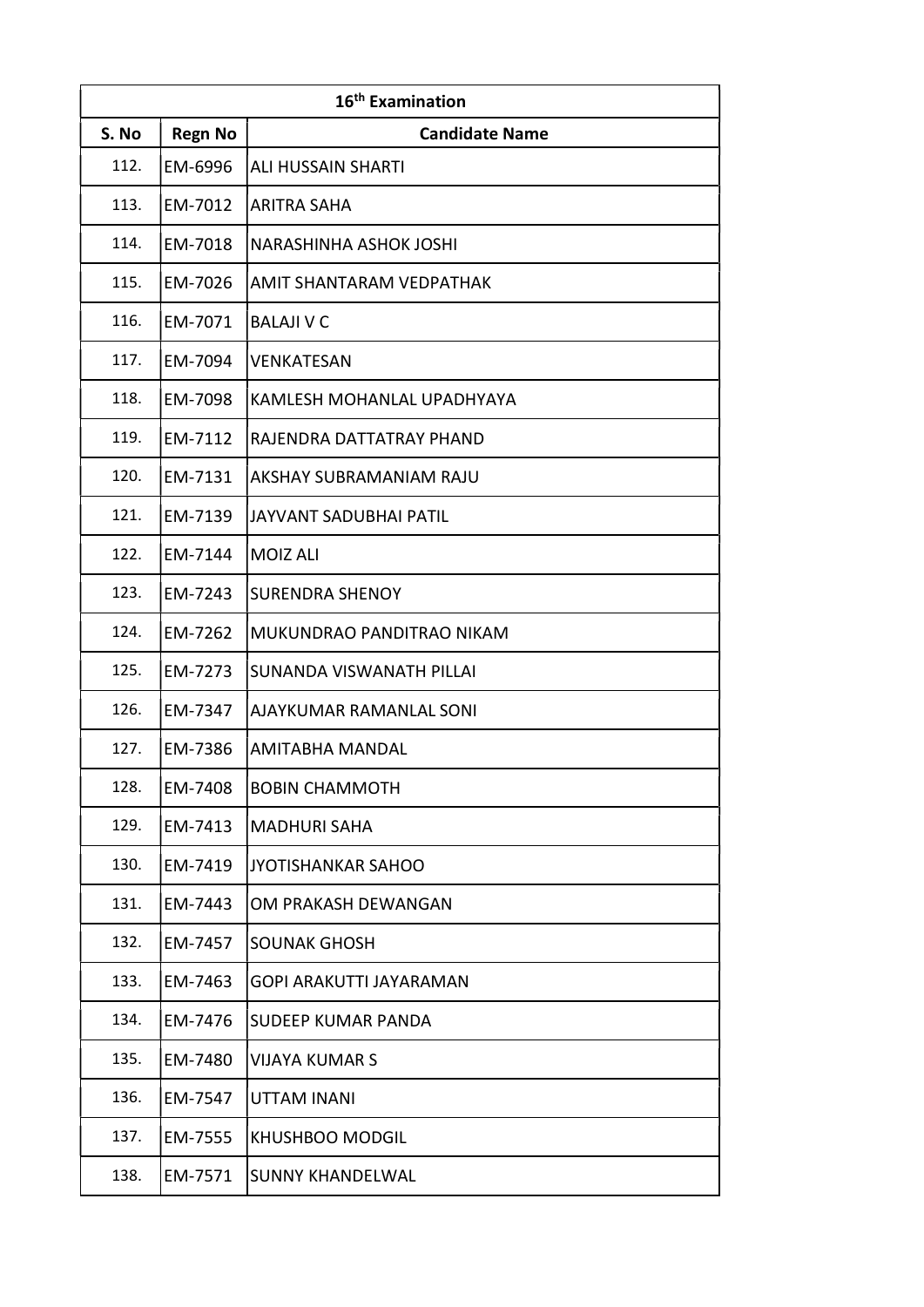| 16th Examination | | |
|---|---|---|
| S. No | Regn No | Candidate Name |
| 112. | EM-6996 | ALI HUSSAIN SHARTI |
| 113. | EM-7012 | ARITRA SAHA |
| 114. | EM-7018 | NARASHINHA ASHOK JOSHI |
| 115. | EM-7026 | AMIT SHANTARAM VEDPATHAK |
| 116. | EM-7071 | BALAJI V C |
| 117. | EM-7094 | VENKATESAN |
| 118. | EM-7098 | KAMLESH MOHANLAL UPADHYAYA |
| 119. | EM-7112 | RAJENDRA DATTATRAY PHAND |
| 120. | EM-7131 | AKSHAY SUBRAMANIAM RAJU |
| 121. | EM-7139 | JAYVANT SADUBHAI PATIL |
| 122. | EM-7144 | MOIZ ALI |
| 123. | EM-7243 | SURENDRA SHENOY |
| 124. | EM-7262 | MUKUNDRAO PANDITRAO NIKAM |
| 125. | EM-7273 | SUNANDA VISWANATH PILLAI |
| 126. | EM-7347 | AJAYKUMAR RAMANLAL SONI |
| 127. | EM-7386 | AMITABHA MANDAL |
| 128. | EM-7408 | BOBIN CHAMMOTH |
| 129. | EM-7413 | MADHURI SAHA |
| 130. | EM-7419 | JYOTISHANKAR SAHOO |
| 131. | EM-7443 | OM PRAKASH DEWANGAN |
| 132. | EM-7457 | SOUNAK GHOSH |
| 133. | EM-7463 | GOPI ARAKUTTI JAYARAMAN |
| 134. | EM-7476 | SUDEEP KUMAR PANDA |
| 135. | EM-7480 | VIJAYA KUMAR S |
| 136. | EM-7547 | UTTAM INANI |
| 137. | EM-7555 | KHUSHBOO MODGIL |
| 138. | EM-7571 | SUNNY KHANDELWAL |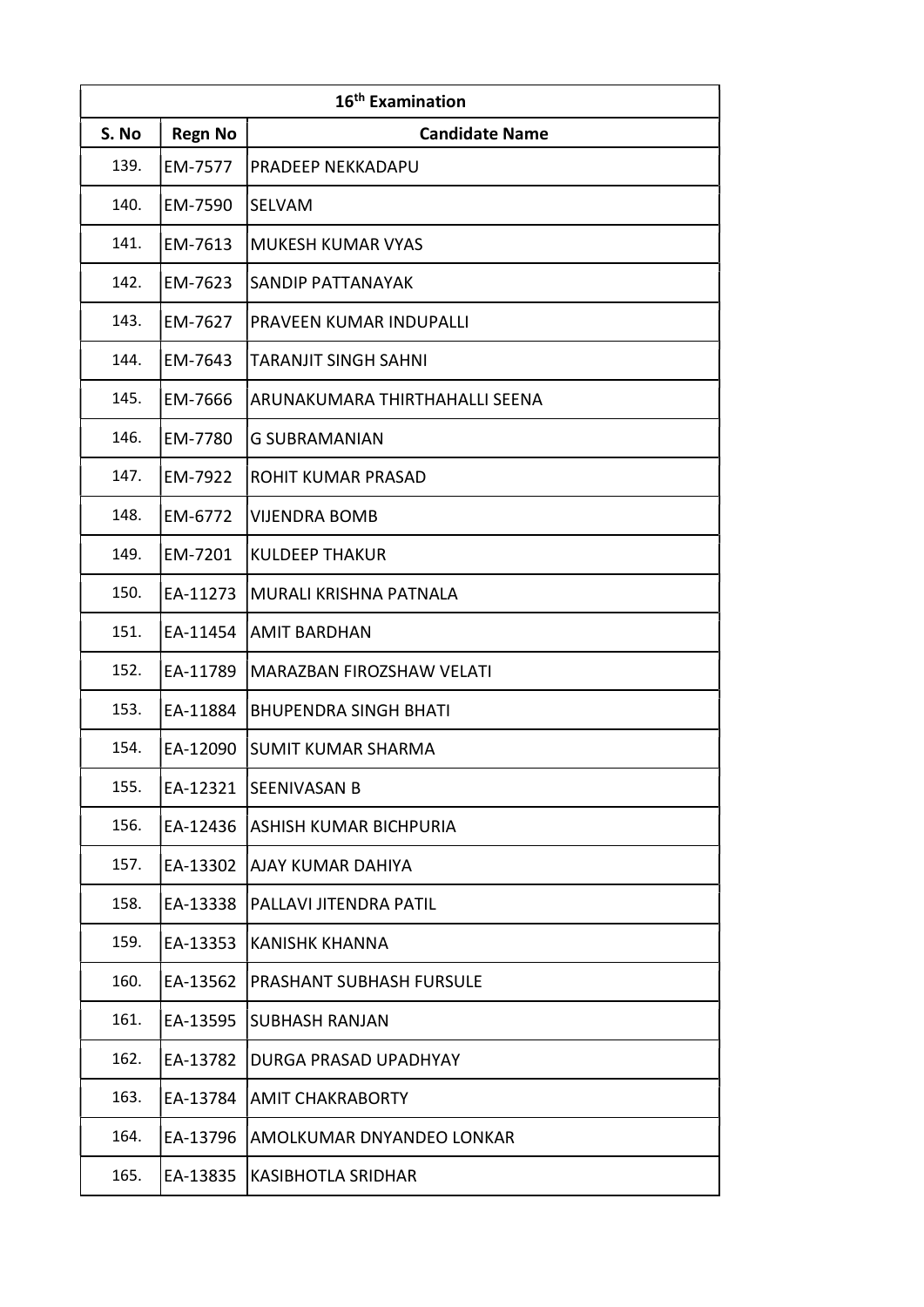| 16th Examination | | |
|---|---|---|
| **S. No** | **Regn No** | **Candidate Name** |
| 139. | EM-7577 | PRADEEP NEKKADAPU |
| 140. | EM-7590 | SELVAM |
| 141. | EM-7613 | MUKESH KUMAR VYAS |
| 142. | EM-7623 | SANDIP PATTANAYAK |
| 143. | EM-7627 | PRAVEEN KUMAR INDUPALLI |
| 144. | EM-7643 | TARANJIT SINGH SAHNI |
| 145. | EM-7666 | ARUNAKUMARA THIRTHAHALLI SEENA |
| 146. | EM-7780 | G SUBRAMANIAN |
| 147. | EM-7922 | ROHIT KUMAR PRASAD |
| 148. | EM-6772 | VIJENDRA BOMB |
| 149. | EM-7201 | KULDEEP THAKUR |
| 150. | EA-11273 | MURALI KRISHNA PATNALA |
| 151. | EA-11454 | AMIT BARDHAN |
| 152. | EA-11789 | MARAZBAN FIROZSHAW VELATI |
| 153. | EA-11884 | BHUPENDRA SINGH BHATI |
| 154. | EA-12090 | SUMIT KUMAR SHARMA |
| 155. | EA-12321 | SEENIVASAN B |
| 156. | EA-12436 | ASHISH KUMAR BICHPURIA |
| 157. | EA-13302 | AJAY KUMAR DAHIYA |
| 158. | EA-13338 | PALLAVI JITENDRA PATIL |
| 159. | EA-13353 | KANISHK KHANNA |
| 160. | EA-13562 | PRASHANT SUBHASH FURSULE |
| 161. | EA-13595 | SUBHASH RANJAN |
| 162. | EA-13782 | DURGA PRASAD UPADHYAY |
| 163. | EA-13784 | AMIT CHAKRABORTY |
| 164. | EA-13796 | AMOLKUMAR DNYANDEO LONKAR |
| 165. | EA-13835 | KASIBHOTLA SRIDHAR |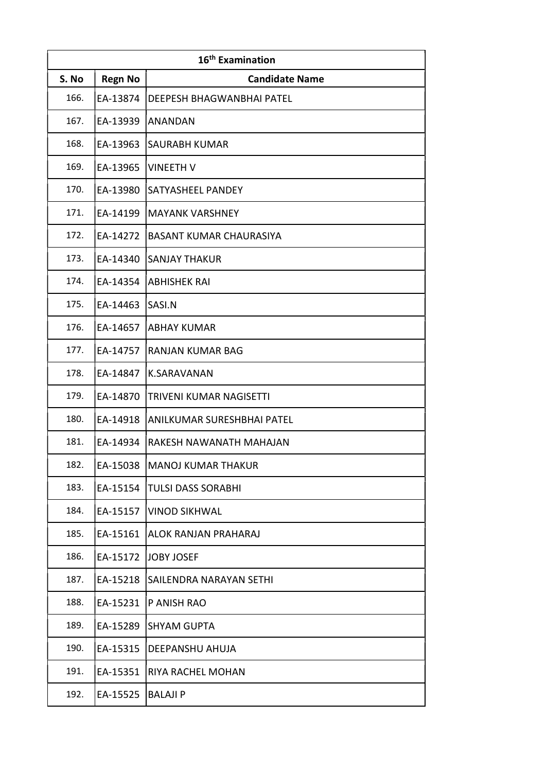| 16th Examination | | |
|---|---|---|
| S. No | Regn No | Candidate Name |
| 166. | EA-13874 | DEEPESH BHAGWANBHAI PATEL |
| 167. | EA-13939 | ANANDAN |
| 168. | EA-13963 | SAURABH KUMAR |
| 169. | EA-13965 | VINEETH V |
| 170. | EA-13980 | SATYASHEEL PANDEY |
| 171. | EA-14199 | MAYANK VARSHNEY |
| 172. | EA-14272 | BASANT KUMAR CHAURASIYA |
| 173. | EA-14340 | SANJAY THAKUR |
| 174. | EA-14354 | ABHISHEK RAI |
| 175. | EA-14463 | SASI.N |
| 176. | EA-14657 | ABHAY KUMAR |
| 177. | EA-14757 | RANJAN KUMAR BAG |
| 178. | EA-14847 | K.SARAVANAN |
| 179. | EA-14870 | TRIVENI KUMAR NAGISETTI |
| 180. | EA-14918 | ANILKUMAR SURESHBHAI PATEL |
| 181. | EA-14934 | RAKESH NAWANATH MAHAJAN |
| 182. | EA-15038 | MANOJ KUMAR THAKUR |
| 183. | EA-15154 | TULSI DASS SORABHI |
| 184. | EA-15157 | VINOD SIKHWAL |
| 185. | EA-15161 | ALOK RANJAN PRAHARAJ |
| 186. | EA-15172 | JOBY JOSEF |
| 187. | EA-15218 | SAILENDRA NARAYAN SETHI |
| 188. | EA-15231 | P ANISH RAO |
| 189. | EA-15289 | SHYAM GUPTA |
| 190. | EA-15315 | DEEPANSHU AHUJA |
| 191. | EA-15351 | RIYA RACHEL MOHAN |
| 192. | EA-15525 | BALAJI P |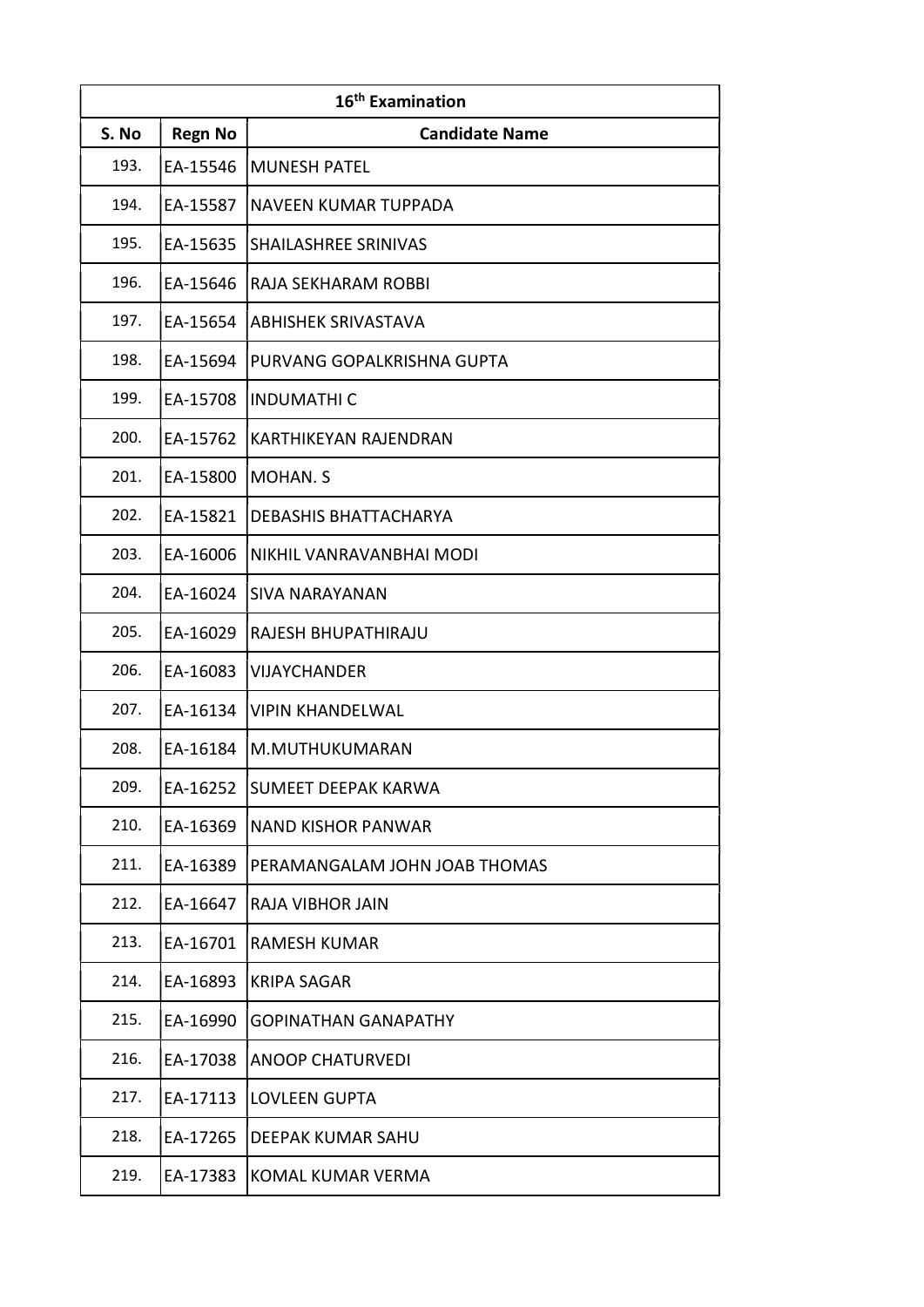| 16th Examination | | |
|---|---|---|
| **S. No** | **Regn No** | **Candidate Name** |
| 193. | EA-15546 | MUNESH PATEL |
| 194. | EA-15587 | NAVEEN KUMAR TUPPADA |
| 195. | EA-15635 | SHAILASHREE SRINIVAS |
| 196. | EA-15646 | RAJA SEKHARAM ROBBI |
| 197. | EA-15654 | ABHISHEK SRIVASTAVA |
| 198. | EA-15694 | PURVANG GOPALKRISHNA GUPTA |
| 199. | EA-15708 | INDUMATHI C |
| 200. | EA-15762 | KARTHIKEYAN RAJENDRAN |
| 201. | EA-15800 | MOHAN. S |
| 202. | EA-15821 | DEBASHIS BHATTACHARYA |
| 203. | EA-16006 | NIKHIL VANRAVANBHAI MODI |
| 204. | EA-16024 | SIVA NARAYANAN |
| 205. | EA-16029 | RAJESH BHUPATHIRAJU |
| 206. | EA-16083 | VIJAYCHANDER |
| 207. | EA-16134 | VIPIN KHANDELWAL |
| 208. | EA-16184 | M.MUTHUKUMARAN |
| 209. | EA-16252 | SUMEET DEEPAK KARWA |
| 210. | EA-16369 | NAND KISHOR PANWAR |
| 211. | EA-16389 | PERAMANGALAM JOHN JOAB THOMAS |
| 212. | EA-16647 | RAJA VIBHOR JAIN |
| 213. | EA-16701 | RAMESH KUMAR |
| 214. | EA-16893 | KRIPA SAGAR |
| 215. | EA-16990 | GOPINATHAN GANAPATHY |
| 216. | EA-17038 | ANOOP CHATURVEDI |
| 217. | EA-17113 | LOVLEEN GUPTA |
| 218. | EA-17265 | DEEPAK KUMAR SAHU |
| 219. | EA-17383 | KOMAL KUMAR VERMA |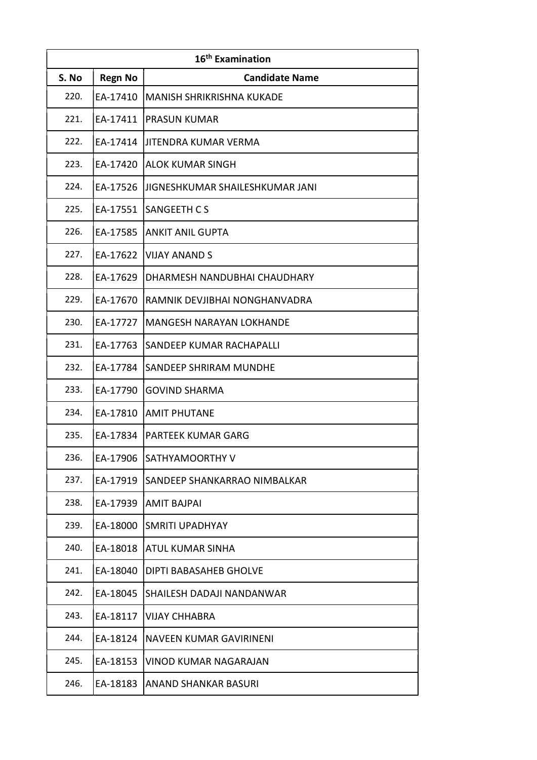| 16th Examination | | |
|---|---|---|
| S. No | Regn No | Candidate Name |
| 220. | EA-17410 | MANISH SHRIKRISHNA KUKADE |
| 221. | EA-17411 | PRASUN KUMAR |
| 222. | EA-17414 | JITENDRA KUMAR VERMA |
| 223. | EA-17420 | ALOK KUMAR SINGH |
| 224. | EA-17526 | JIGNESHKUMAR SHAILESHKUMAR JANI |
| 225. | EA-17551 | SANGEETH C S |
| 226. | EA-17585 | ANKIT ANIL GUPTA |
| 227. | EA-17622 | VIJAY ANAND S |
| 228. | EA-17629 | DHARMESH NANDUBHAI CHAUDHARY |
| 229. | EA-17670 | RAMNIK DEVJIBHAI NONGHANVADRA |
| 230. | EA-17727 | MANGESH NARAYAN LOKHANDE |
| 231. | EA-17763 | SANDEEP KUMAR RACHAPALLI |
| 232. | EA-17784 | SANDEEP SHRIRAM MUNDHE |
| 233. | EA-17790 | GOVIND SHARMA |
| 234. | EA-17810 | AMIT PHUTANE |
| 235. | EA-17834 | PARTEEK KUMAR GARG |
| 236. | EA-17906 | SATHYAMOORTHY V |
| 237. | EA-17919 | SANDEEP SHANKARRAO NIMBALKAR |
| 238. | EA-17939 | AMIT BAJPAI |
| 239. | EA-18000 | SMRITI UPADHYAY |
| 240. | EA-18018 | ATUL KUMAR SINHA |
| 241. | EA-18040 | DIPTI BABASAHEB GHOLVE |
| 242. | EA-18045 | SHAILESH DADAJI NANDANWAR |
| 243. | EA-18117 | VIJAY CHHABRA |
| 244. | EA-18124 | NAVEEN KUMAR GAVIRINENI |
| 245. | EA-18153 | VINOD KUMAR NAGARAJAN |
| 246. | EA-18183 | ANAND SHANKAR BASURI |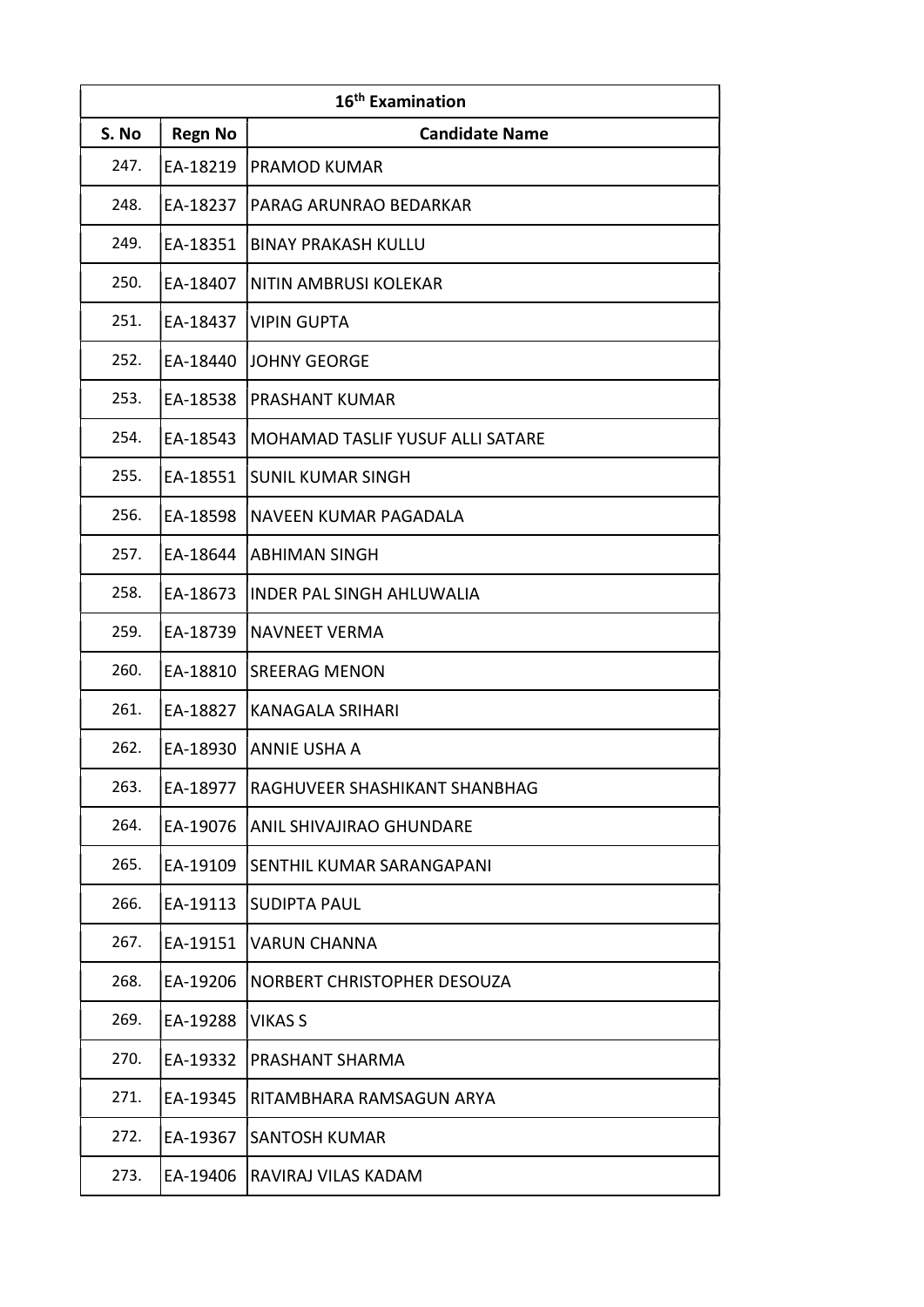| 16th Examination | | |
|---|---|---|
| S. No | Regn No | Candidate Name |
| 247. | EA-18219 | PRAMOD KUMAR |
| 248. | EA-18237 | PARAG ARUNRAO BEDARKAR |
| 249. | EA-18351 | BINAY PRAKASH KULLU |
| 250. | EA-18407 | NITIN AMBRUSI KOLEKAR |
| 251. | EA-18437 | VIPIN GUPTA |
| 252. | EA-18440 | JOHNY GEORGE |
| 253. | EA-18538 | PRASHANT KUMAR |
| 254. | EA-18543 | MOHAMAD TASLIF YUSUF ALLI SATARE |
| 255. | EA-18551 | SUNIL KUMAR SINGH |
| 256. | EA-18598 | NAVEEN KUMAR PAGADALA |
| 257. | EA-18644 | ABHIMAN SINGH |
| 258. | EA-18673 | INDER PAL SINGH AHLUWALIA |
| 259. | EA-18739 | NAVNEET VERMA |
| 260. | EA-18810 | SREERAG MENON |
| 261. | EA-18827 | KANAGALA SRIHARI |
| 262. | EA-18930 | ANNIE USHA A |
| 263. | EA-18977 | RAGHUVEER SHASHIKANT SHANBHAG |
| 264. | EA-19076 | ANIL SHIVAJIRAO GHUNDARE |
| 265. | EA-19109 | SENTHIL KUMAR SARANGAPANI |
| 266. | EA-19113 | SUDIPTA PAUL |
| 267. | EA-19151 | VARUN CHANNA |
| 268. | EA-19206 | NORBERT CHRISTOPHER DESOUZA |
| 269. | EA-19288 | VIKAS S |
| 270. | EA-19332 | PRASHANT SHARMA |
| 271. | EA-19345 | RITAMBHARA RAMSAGUN ARYA |
| 272. | EA-19367 | SANTOSH KUMAR |
| 273. | EA-19406 | RAVIRAJ VILAS KADAM |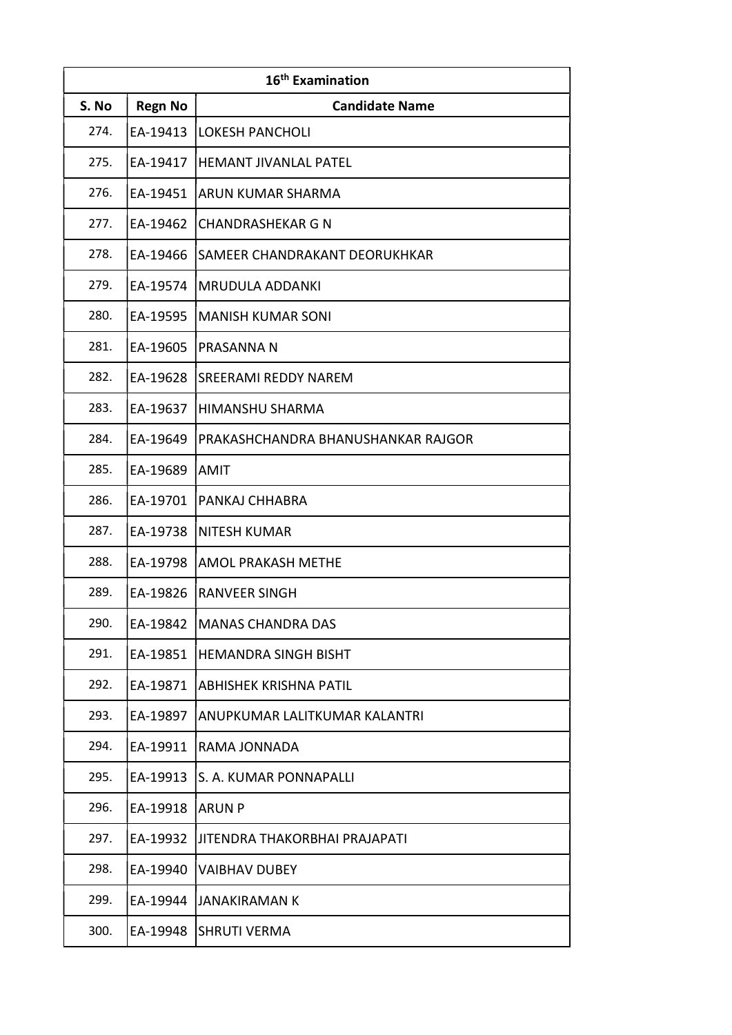| 16th Examination | | |
|---|---|---|
| **S. No** | **Regn No** | **Candidate Name** |
| 274. | EA-19413 | LOKESH PANCHOLI |
| 275. | EA-19417 | HEMANT JIVANLAL PATEL |
| 276. | EA-19451 | ARUN KUMAR SHARMA |
| 277. | EA-19462 | CHANDRASHEKAR G N |
| 278. | EA-19466 | SAMEER CHANDRAKANT DEORUKHKAR |
| 279. | EA-19574 | MRUDULA ADDANKI |
| 280. | EA-19595 | MANISH KUMAR SONI |
| 281. | EA-19605 | PRASANNA N |
| 282. | EA-19628 | SREERAMI REDDY NAREM |
| 283. | EA-19637 | HIMANSHU SHARMA |
| 284. | EA-19649 | PRAKASHCHANDRA BHANUSHANKAR RAJGOR |
| 285. | EA-19689 | AMIT |
| 286. | EA-19701 | PANKAJ CHHABRA |
| 287. | EA-19738 | NITESH KUMAR |
| 288. | EA-19798 | AMOL PRAKASH METHE |
| 289. | EA-19826 | RANVEER SINGH |
| 290. | EA-19842 | MANAS CHANDRA DAS |
| 291. | EA-19851 | HEMANDRA SINGH BISHT |
| 292. | EA-19871 | ABHISHEK KRISHNA PATIL |
| 293. | EA-19897 | ANUPKUMAR LALITKUMAR KALANTRI |
| 294. | EA-19911 | RAMA JONNADA |
| 295. | EA-19913 | S. A. KUMAR PONNAPALLI |
| 296. | EA-19918 | ARUN P |
| 297. | EA-19932 | JITENDRA THAKORBHAI PRAJAPATI |
| 298. | EA-19940 | VAIBHAV DUBEY |
| 299. | EA-19944 | JANAKIRAMAN K |
| 300. | EA-19948 | SHRUTI VERMA |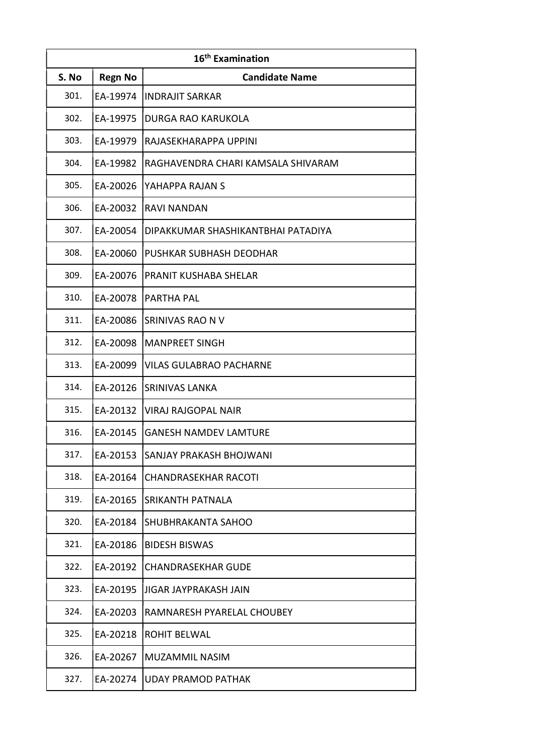| 16th Examination | | |
|---|---|---|
| S. No | Regn No | Candidate Name |
| 301. | EA-19974 | INDRAJIT SARKAR |
| 302. | EA-19975 | DURGA RAO KARUKOLA |
| 303. | EA-19979 | RAJASEKHARAPPA UPPINI |
| 304. | EA-19982 | RAGHAVENDRA CHARI KAMSALA SHIVARAM |
| 305. | EA-20026 | YAHAPPA RAJAN S |
| 306. | EA-20032 | RAVI NANDAN |
| 307. | EA-20054 | DIPAKKUMAR SHASHIKANTBHAI PATADIYA |
| 308. | EA-20060 | PUSHKAR SUBHASH DEODHAR |
| 309. | EA-20076 | PRANIT KUSHABA SHELAR |
| 310. | EA-20078 | PARTHA PAL |
| 311. | EA-20086 | SRINIVAS RAO N V |
| 312. | EA-20098 | MANPREET SINGH |
| 313. | EA-20099 | VILAS GULABRAO PACHARNE |
| 314. | EA-20126 | SRINIVAS LANKA |
| 315. | EA-20132 | VIRAJ RAJGOPAL NAIR |
| 316. | EA-20145 | GANESH NAMDEV LAMTURE |
| 317. | EA-20153 | SANJAY PRAKASH BHOJWANI |
| 318. | EA-20164 | CHANDRASEKHAR RACOTI |
| 319. | EA-20165 | SRIKANTH PATNALA |
| 320. | EA-20184 | SHUBHRAKANTA SAHOO |
| 321. | EA-20186 | BIDESH BISWAS |
| 322. | EA-20192 | CHANDRASEKHAR GUDE |
| 323. | EA-20195 | JIGAR JAYPRAKASH JAIN |
| 324. | EA-20203 | RAMNARESH PYARELAL CHOUBEY |
| 325. | EA-20218 | ROHIT BELWAL |
| 326. | EA-20267 | MUZAMMIL NASIM |
| 327. | EA-20274 | UDAY PRAMOD PATHAK |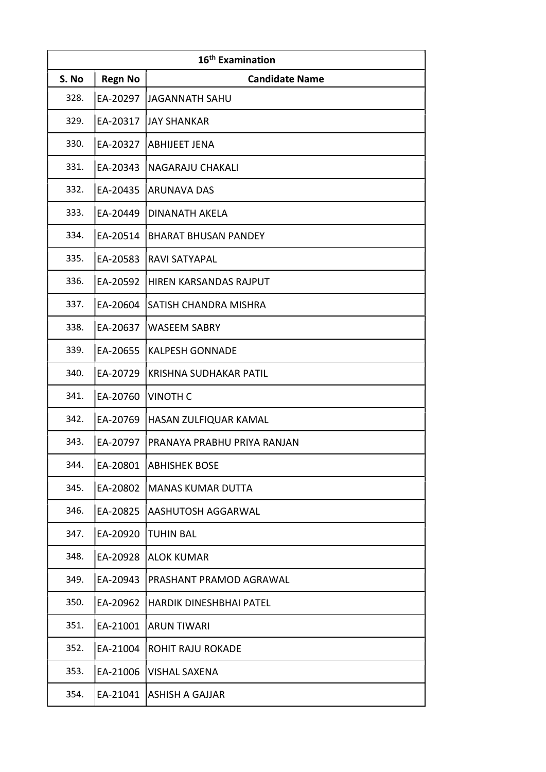| 16th Examination | | |
|---|---|---|
| S. No | Regn No | Candidate Name |
| 328. | EA-20297 | JAGANNATH SAHU |
| 329. | EA-20317 | JAY SHANKAR |
| 330. | EA-20327 | ABHIJEET JENA |
| 331. | EA-20343 | NAGARAJU CHAKALI |
| 332. | EA-20435 | ARUNAVA DAS |
| 333. | EA-20449 | DINANATH AKELA |
| 334. | EA-20514 | BHARAT BHUSAN PANDEY |
| 335. | EA-20583 | RAVI SATYAPAL |
| 336. | EA-20592 | HIREN KARSANDAS RAJPUT |
| 337. | EA-20604 | SATISH CHANDRA MISHRA |
| 338. | EA-20637 | WASEEM SABRY |
| 339. | EA-20655 | KALPESH GONNADE |
| 340. | EA-20729 | KRISHNA SUDHAKAR PATIL |
| 341. | EA-20760 | VINOTH C |
| 342. | EA-20769 | HASAN ZULFIQUAR KAMAL |
| 343. | EA-20797 | PRANAYA PRABHU PRIYA RANJAN |
| 344. | EA-20801 | ABHISHEK BOSE |
| 345. | EA-20802 | MANAS KUMAR DUTTA |
| 346. | EA-20825 | AASHUTOSH AGGARWAL |
| 347. | EA-20920 | TUHIN BAL |
| 348. | EA-20928 | ALOK KUMAR |
| 349. | EA-20943 | PRASHANT PRAMOD AGRAWAL |
| 350. | EA-20962 | HARDIK DINESHBHAI PATEL |
| 351. | EA-21001 | ARUN TIWARI |
| 352. | EA-21004 | ROHIT RAJU ROKADE |
| 353. | EA-21006 | VISHAL SAXENA |
| 354. | EA-21041 | ASHISH A GAJJAR |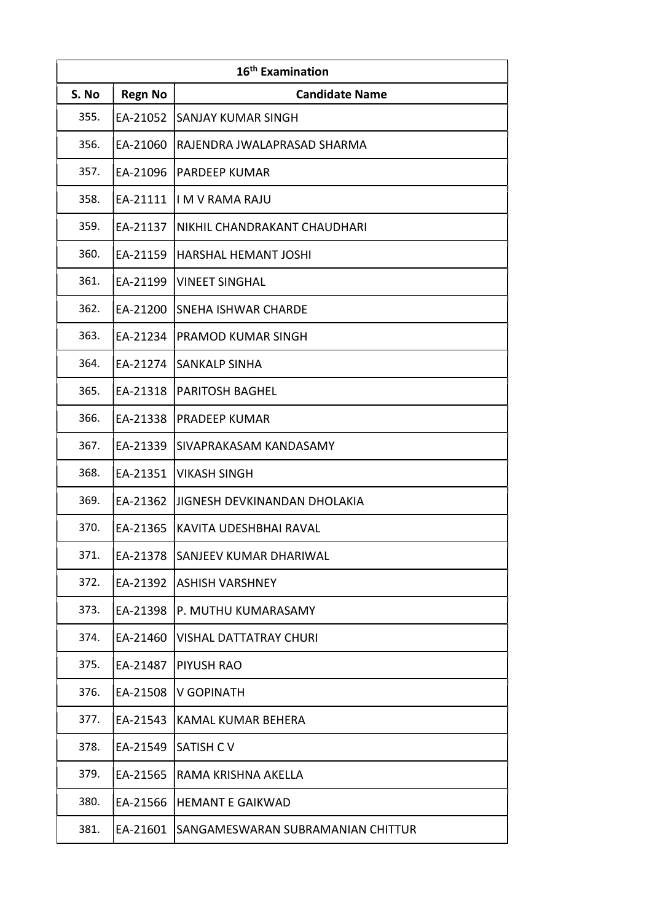| 16th Examination | | |
|---|---|---|
| S. No | Regn No | Candidate Name |
| 355. | EA-21052 | SANJAY KUMAR SINGH |
| 356. | EA-21060 | RAJENDRA JWALAPRASAD SHARMA |
| 357. | EA-21096 | PARDEEP KUMAR |
| 358. | EA-21111 | I M V RAMA RAJU |
| 359. | EA-21137 | NIKHIL CHANDRAKANT CHAUDHARI |
| 360. | EA-21159 | HARSHAL HEMANT JOSHI |
| 361. | EA-21199 | VINEET SINGHAL |
| 362. | EA-21200 | SNEHA ISHWAR CHARDE |
| 363. | EA-21234 | PRAMOD KUMAR SINGH |
| 364. | EA-21274 | SANKALP SINHA |
| 365. | EA-21318 | PARITOSH BAGHEL |
| 366. | EA-21338 | PRADEEP KUMAR |
| 367. | EA-21339 | SIVAPRAKASAM KANDASAMY |
| 368. | EA-21351 | VIKASH SINGH |
| 369. | EA-21362 | JIGNESH DEVKINANDAN DHOLAKIA |
| 370. | EA-21365 | KAVITA UDESHBHAI RAVAL |
| 371. | EA-21378 | SANJEEV KUMAR DHARIWAL |
| 372. | EA-21392 | ASHISH VARSHNEY |
| 373. | EA-21398 | P. MUTHU KUMARASAMY |
| 374. | EA-21460 | VISHAL DATTATRAY CHURI |
| 375. | EA-21487 | PIYUSH RAO |
| 376. | EA-21508 | V GOPINATH |
| 377. | EA-21543 | KAMAL KUMAR BEHERA |
| 378. | EA-21549 | SATISH C V |
| 379. | EA-21565 | RAMA KRISHNA AKELLA |
| 380. | EA-21566 | HEMANT E GAIKWAD |
| 381. | EA-21601 | SANGAMESWARAN SUBRAMANIAN CHITTUR |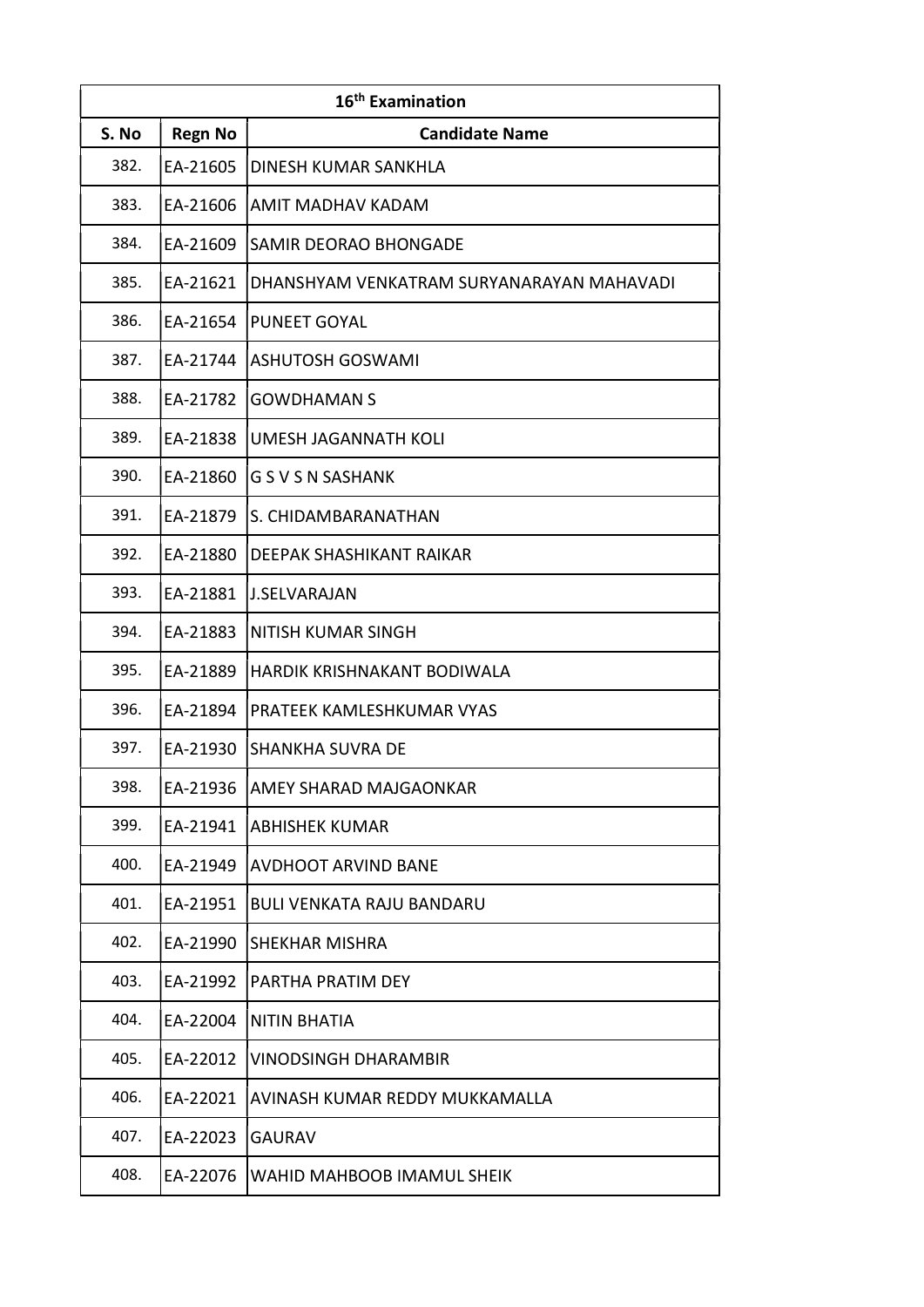| 16th Examination | | |
|---|---|---|
| S. No | Regn No | Candidate Name |
| 382. | EA-21605 | DINESH KUMAR SANKHLA |
| 383. | EA-21606 | AMIT MADHAV KADAM |
| 384. | EA-21609 | SAMIR DEORAO BHONGADE |
| 385. | EA-21621 | DHANSHYAM VENKATRAM SURYANARAYAN MAHAVADI |
| 386. | EA-21654 | PUNEET GOYAL |
| 387. | EA-21744 | ASHUTOSH GOSWAMI |
| 388. | EA-21782 | GOWDHAMAN S |
| 389. | EA-21838 | UMESH JAGANNATH KOLI |
| 390. | EA-21860 | G S V S N SASHANK |
| 391. | EA-21879 | S. CHIDAMBARANATHAN |
| 392. | EA-21880 | DEEPAK SHASHIKANT RAIKAR |
| 393. | EA-21881 | J.SELVARAJAN |
| 394. | EA-21883 | NITISH KUMAR SINGH |
| 395. | EA-21889 | HARDIK KRISHNAKANT BODIWALA |
| 396. | EA-21894 | PRATEEK KAMLESHKUMAR VYAS |
| 397. | EA-21930 | SHANKHA SUVRA DE |
| 398. | EA-21936 | AMEY SHARAD MAJGAONKAR |
| 399. | EA-21941 | ABHISHEK KUMAR |
| 400. | EA-21949 | AVDHOOT ARVIND BANE |
| 401. | EA-21951 | BULI VENKATA RAJU BANDARU |
| 402. | EA-21990 | SHEKHAR MISHRA |
| 403. | EA-21992 | PARTHA PRATIM DEY |
| 404. | EA-22004 | NITIN BHATIA |
| 405. | EA-22012 | VINODSINGH DHARAMBIR |
| 406. | EA-22021 | AVINASH KUMAR REDDY MUKKAMALLA |
| 407. | EA-22023 | GAURAV |
| 408. | EA-22076 | WAHID MAHBOOB IMAMUL SHEIK |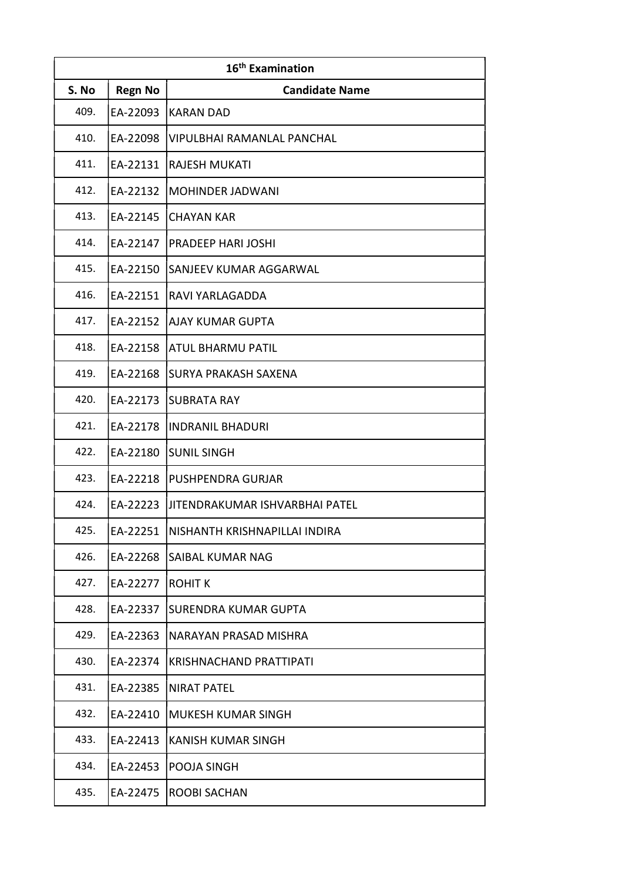| 16th Examination | | |
|---|---|---|
| S. No | Regn No | Candidate Name |
| 409. | EA-22093 | KARAN DAD |
| 410. | EA-22098 | VIPULBHAI RAMANLAL PANCHAL |
| 411. | EA-22131 | RAJESH MUKATI |
| 412. | EA-22132 | MOHINDER JADWANI |
| 413. | EA-22145 | CHAYAN KAR |
| 414. | EA-22147 | PRADEEP HARI JOSHI |
| 415. | EA-22150 | SANJEEV KUMAR AGGARWAL |
| 416. | EA-22151 | RAVI YARLAGADDA |
| 417. | EA-22152 | AJAY KUMAR GUPTA |
| 418. | EA-22158 | ATUL BHARMU PATIL |
| 419. | EA-22168 | SURYA PRAKASH SAXENA |
| 420. | EA-22173 | SUBRATA RAY |
| 421. | EA-22178 | INDRANIL BHADURI |
| 422. | EA-22180 | SUNIL SINGH |
| 423. | EA-22218 | PUSHPENDRA GURJAR |
| 424. | EA-22223 | JITENDRAKUMAR ISHVARBHAI PATEL |
| 425. | EA-22251 | NISHANTH KRISHNAPILLAI INDIRA |
| 426. | EA-22268 | SAIBAL KUMAR NAG |
| 427. | EA-22277 | ROHIT K |
| 428. | EA-22337 | SURENDRA KUMAR GUPTA |
| 429. | EA-22363 | NARAYAN PRASAD MISHRA |
| 430. | EA-22374 | KRISHNACHAND PRATTIPATI |
| 431. | EA-22385 | NIRAT PATEL |
| 432. | EA-22410 | MUKESH KUMAR SINGH |
| 433. | EA-22413 | KANISH KUMAR SINGH |
| 434. | EA-22453 | POOJA SINGH |
| 435. | EA-22475 | ROOBI SACHAN |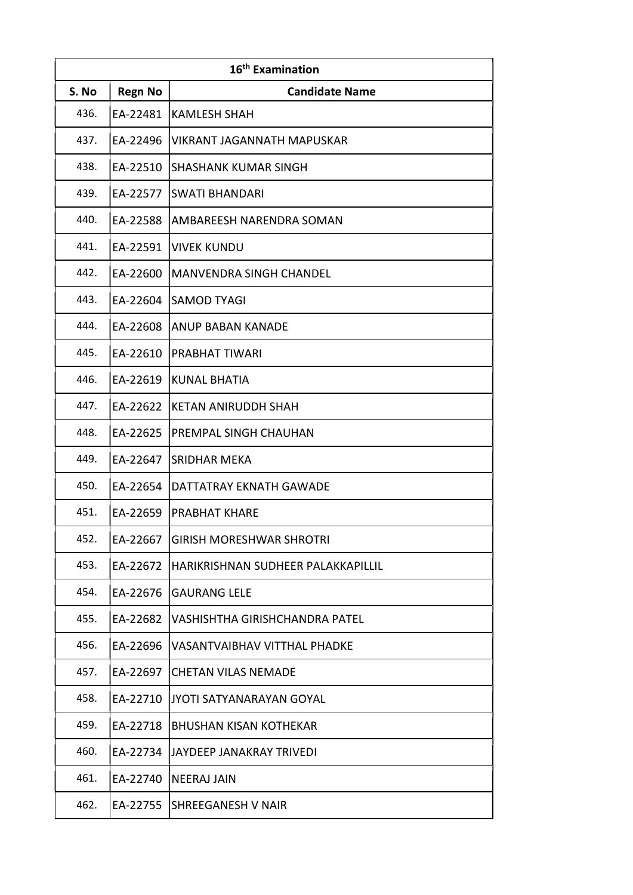| 16th Examination | | |
|---|---|---|
| S. No | Regn No | Candidate Name |
| 436. | EA-22481 | KAMLESH SHAH |
| 437. | EA-22496 | VIKRANT JAGANNATH MAPUSKAR |
| 438. | EA-22510 | SHASHANK KUMAR SINGH |
| 439. | EA-22577 | SWATI BHANDARI |
| 440. | EA-22588 | AMBAREESH NARENDRA SOMAN |
| 441. | EA-22591 | VIVEK KUNDU |
| 442. | EA-22600 | MANVENDRA SINGH CHANDEL |
| 443. | EA-22604 | SAMOD TYAGI |
| 444. | EA-22608 | ANUP BABAN KANADE |
| 445. | EA-22610 | PRABHAT TIWARI |
| 446. | EA-22619 | KUNAL BHATIA |
| 447. | EA-22622 | KETAN ANIRUDDH SHAH |
| 448. | EA-22625 | PREMPAL SINGH CHAUHAN |
| 449. | EA-22647 | SRIDHAR MEKA |
| 450. | EA-22654 | DATTATRAY EKNATH GAWADE |
| 451. | EA-22659 | PRABHAT KHARE |
| 452. | EA-22667 | GIRISH MORESHWAR SHROTRI |
| 453. | EA-22672 | HARIKRISHNAN SUDHEER PALAKKAPILLIL |
| 454. | EA-22676 | GAURANG LELE |
| 455. | EA-22682 | VASHISHTHA GIRISHCHANDRA PATEL |
| 456. | EA-22696 | VASANTVAIBHAV VITTHAL PHADKE |
| 457. | EA-22697 | CHETAN VILAS NEMADE |
| 458. | EA-22710 | JYOTI SATYANARAYAN GOYAL |
| 459. | EA-22718 | BHUSHAN KISAN KOTHEKAR |
| 460. | EA-22734 | JAYDEEP JANAKRAY TRIVEDI |
| 461. | EA-22740 | NEERAJ JAIN |
| 462. | EA-22755 | SHREEGANESH V NAIR |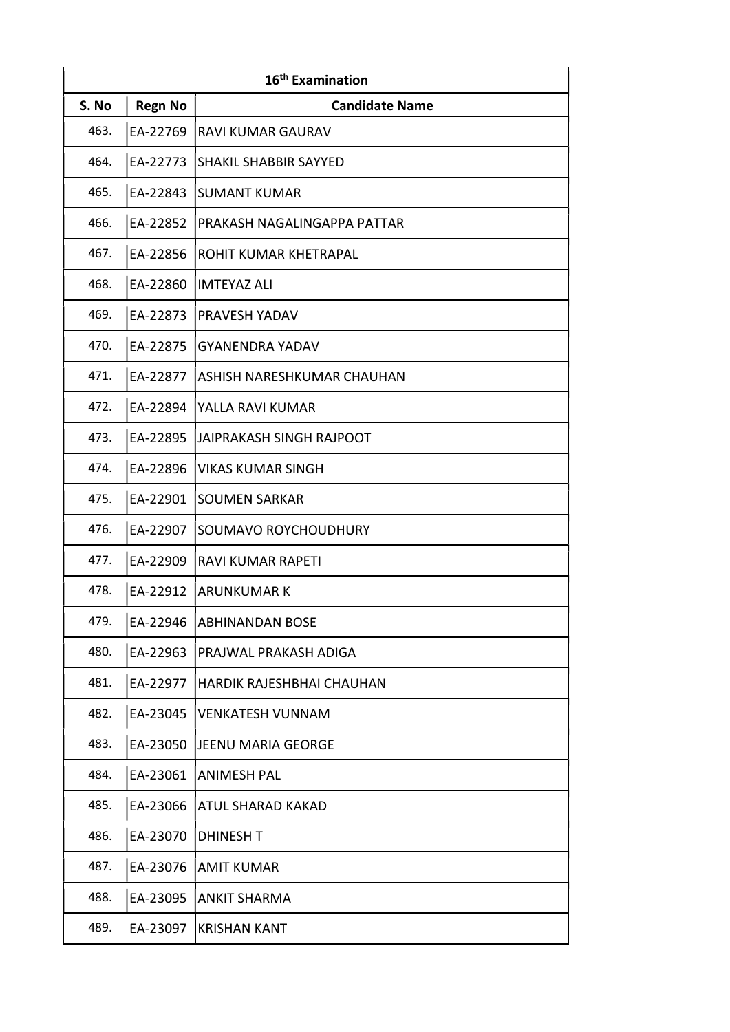| 16th Examination | | |
|---|---|---|
| S. No | Regn No | Candidate Name |
| 463. | EA-22769 | RAVI KUMAR GAURAV |
| 464. | EA-22773 | SHAKIL SHABBIR SAYYED |
| 465. | EA-22843 | SUMANT KUMAR |
| 466. | EA-22852 | PRAKASH NAGALINGAPPA PATTAR |
| 467. | EA-22856 | ROHIT KUMAR KHETRAPAL |
| 468. | EA-22860 | IMTEYAZ ALI |
| 469. | EA-22873 | PRAVESH YADAV |
| 470. | EA-22875 | GYANENDRA YADAV |
| 471. | EA-22877 | ASHISH NARESHKUMAR CHAUHAN |
| 472. | EA-22894 | YALLA RAVI KUMAR |
| 473. | EA-22895 | JAIPRAKASH SINGH RAJPOOT |
| 474. | EA-22896 | VIKAS KUMAR SINGH |
| 475. | EA-22901 | SOUMEN SARKAR |
| 476. | EA-22907 | SOUMAVO ROYCHOUDHURY |
| 477. | EA-22909 | RAVI KUMAR RAPETI |
| 478. | EA-22912 | ARUNKUMAR K |
| 479. | EA-22946 | ABHINANDAN BOSE |
| 480. | EA-22963 | PRAJWAL PRAKASH ADIGA |
| 481. | EA-22977 | HARDIK RAJESHBHAI CHAUHAN |
| 482. | EA-23045 | VENKATESH VUNNAM |
| 483. | EA-23050 | JEENU MARIA GEORGE |
| 484. | EA-23061 | ANIMESH PAL |
| 485. | EA-23066 | ATUL SHARAD KAKAD |
| 486. | EA-23070 | DHINESH T |
| 487. | EA-23076 | AMIT KUMAR |
| 488. | EA-23095 | ANKIT SHARMA |
| 489. | EA-23097 | KRISHAN KANT |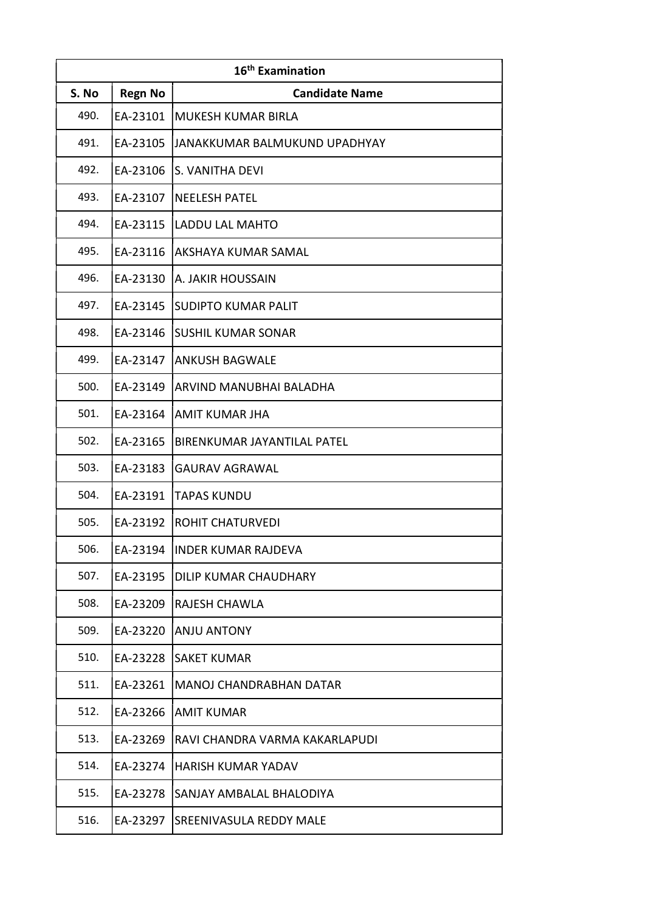| 16th Examination | | |
|---|---|---|
| S. No | Regn No | Candidate Name |
| 490. | EA-23101 | MUKESH KUMAR BIRLA |
| 491. | EA-23105 | JANAKKUMAR BALMUKUND UPADHYAY |
| 492. | EA-23106 | S. VANITHA DEVI |
| 493. | EA-23107 | NEELESH PATEL |
| 494. | EA-23115 | LADDU LAL MAHTO |
| 495. | EA-23116 | AKSHAYA KUMAR SAMAL |
| 496. | EA-23130 | A. JAKIR HOUSSAIN |
| 497. | EA-23145 | SUDIPTO KUMAR PALIT |
| 498. | EA-23146 | SUSHIL KUMAR SONAR |
| 499. | EA-23147 | ANKUSH BAGWALE |
| 500. | EA-23149 | ARVIND MANUBHAI BALADHA |
| 501. | EA-23164 | AMIT KUMAR JHA |
| 502. | EA-23165 | BIRENKUMAR JAYANTILAL PATEL |
| 503. | EA-23183 | GAURAV AGRAWAL |
| 504. | EA-23191 | TAPAS KUNDU |
| 505. | EA-23192 | ROHIT CHATURVEDI |
| 506. | EA-23194 | INDER KUMAR RAJDEVA |
| 507. | EA-23195 | DILIP KUMAR CHAUDHARY |
| 508. | EA-23209 | RAJESH CHAWLA |
| 509. | EA-23220 | ANJU ANTONY |
| 510. | EA-23228 | SAKET KUMAR |
| 511. | EA-23261 | MANOJ CHANDRABHAN DATAR |
| 512. | EA-23266 | AMIT KUMAR |
| 513. | EA-23269 | RAVI CHANDRA VARMA KAKARLAPUDI |
| 514. | EA-23274 | HARISH KUMAR YADAV |
| 515. | EA-23278 | SANJAY AMBALAL BHALODIYA |
| 516. | EA-23297 | SREENIVASULA REDDY MALE |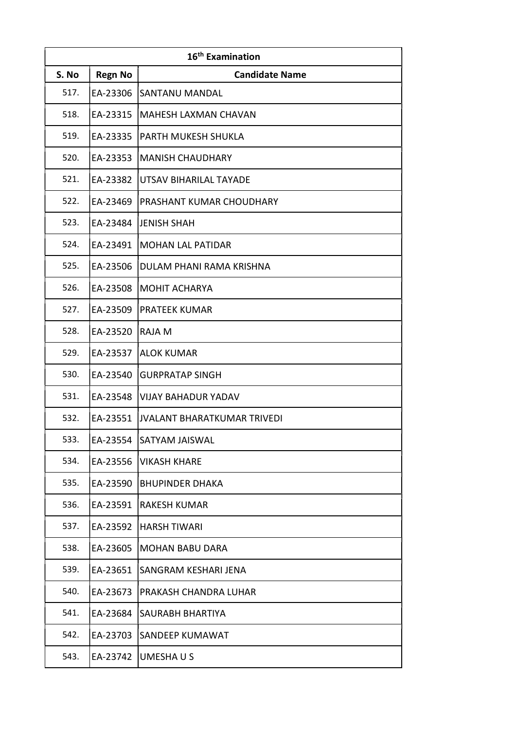| 16th Examination | | |
|---|---|---|
| S. No | Regn No | Candidate Name |
| 517. | EA-23306 | SANTANU MANDAL |
| 518. | EA-23315 | MAHESH LAXMAN CHAVAN |
| 519. | EA-23335 | PARTH MUKESH SHUKLA |
| 520. | EA-23353 | MANISH CHAUDHARY |
| 521. | EA-23382 | UTSAV BIHARILAL TAYADE |
| 522. | EA-23469 | PRASHANT KUMAR CHOUDHARY |
| 523. | EA-23484 | JENISH SHAH |
| 524. | EA-23491 | MOHAN LAL PATIDAR |
| 525. | EA-23506 | DULAM PHANI RAMA KRISHNA |
| 526. | EA-23508 | MOHIT ACHARYA |
| 527. | EA-23509 | PRATEEK KUMAR |
| 528. | EA-23520 | RAJA M |
| 529. | EA-23537 | ALOK KUMAR |
| 530. | EA-23540 | GURPRATAP SINGH |
| 531. | EA-23548 | VIJAY BAHADUR YADAV |
| 532. | EA-23551 | JVALANT BHARATKUMAR TRIVEDI |
| 533. | EA-23554 | SATYAM JAISWAL |
| 534. | EA-23556 | VIKASH KHARE |
| 535. | EA-23590 | BHUPINDER DHAKA |
| 536. | EA-23591 | RAKESH KUMAR |
| 537. | EA-23592 | HARSH TIWARI |
| 538. | EA-23605 | MOHAN BABU DARA |
| 539. | EA-23651 | SANGRAM KESHARI JENA |
| 540. | EA-23673 | PRAKASH CHANDRA LUHAR |
| 541. | EA-23684 | SAURABH BHARTIYA |
| 542. | EA-23703 | SANDEEP KUMAWAT |
| 543. | EA-23742 | UMESHA U S |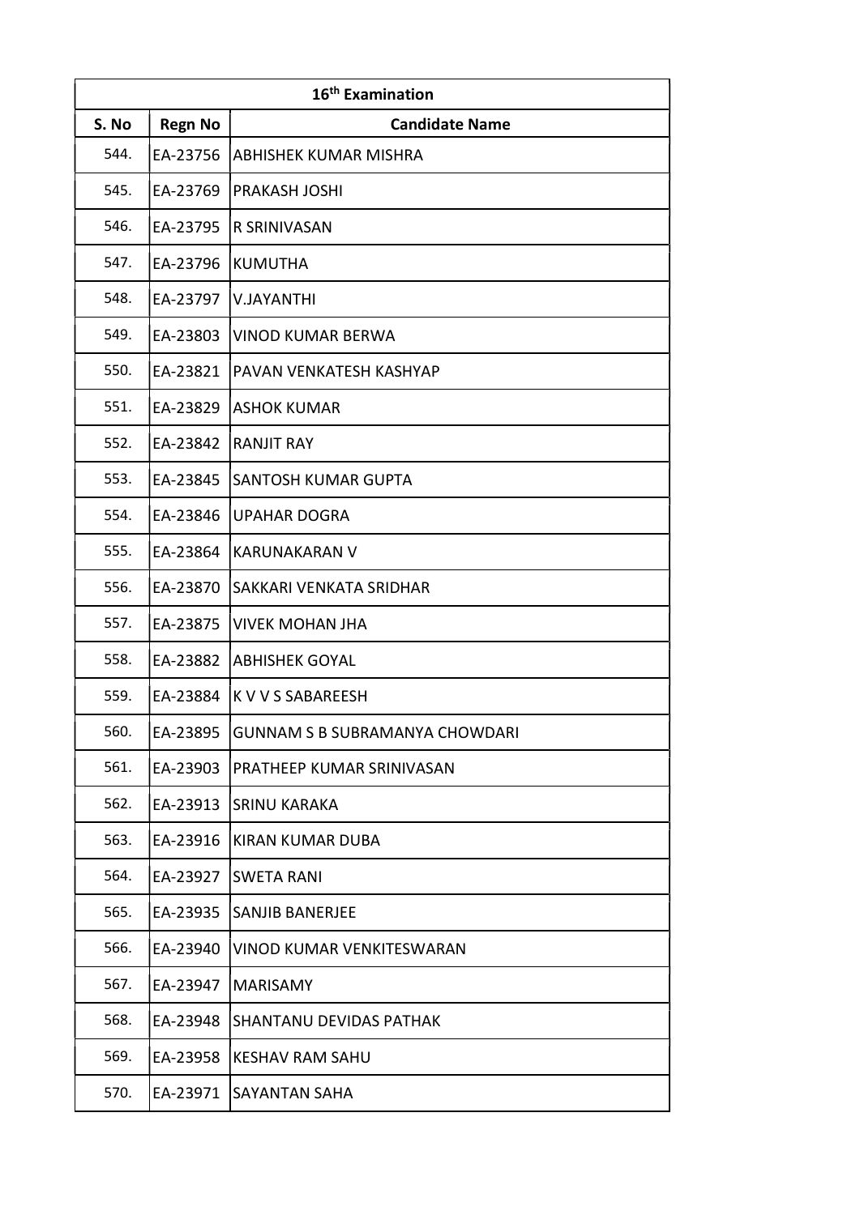| 16th Examination | | |
|---|---|---|
| **S. No** | **Regn No** | **Candidate Name** |
| 544. | EA-23756 | ABHISHEK KUMAR MISHRA |
| 545. | EA-23769 | PRAKASH JOSHI |
| 546. | EA-23795 | R SRINIVASAN |
| 547. | EA-23796 | KUMUTHA |
| 548. | EA-23797 | V.JAYANTHI |
| 549. | EA-23803 | VINOD KUMAR BERWA |
| 550. | EA-23821 | PAVAN VENKATESH KASHYAP |
| 551. | EA-23829 | ASHOK KUMAR |
| 552. | EA-23842 | RANJIT RAY |
| 553. | EA-23845 | SANTOSH KUMAR GUPTA |
| 554. | EA-23846 | UPAHAR DOGRA |
| 555. | EA-23864 | KARUNAKARAN V |
| 556. | EA-23870 | SAKKARI VENKATA SRIDHAR |
| 557. | EA-23875 | VIVEK MOHAN JHA |
| 558. | EA-23882 | ABHISHEK GOYAL |
| 559. | EA-23884 | K V V S SABAREESH |
| 560. | EA-23895 | GUNNAM S B SUBRAMANYA CHOWDARI |
| 561. | EA-23903 | PRATHEEP KUMAR SRINIVASAN |
| 562. | EA-23913 | SRINU KARAKA |
| 563. | EA-23916 | KIRAN KUMAR DUBA |
| 564. | EA-23927 | SWETA RANI |
| 565. | EA-23935 | SANJIB BANERJEE |
| 566. | EA-23940 | VINOD KUMAR VENKITESWARAN |
| 567. | EA-23947 | MARISAMY |
| 568. | EA-23948 | SHANTANU DEVIDAS PATHAK |
| 569. | EA-23958 | KESHAV RAM SAHU |
| 570. | EA-23971 | SAYANTAN SAHA |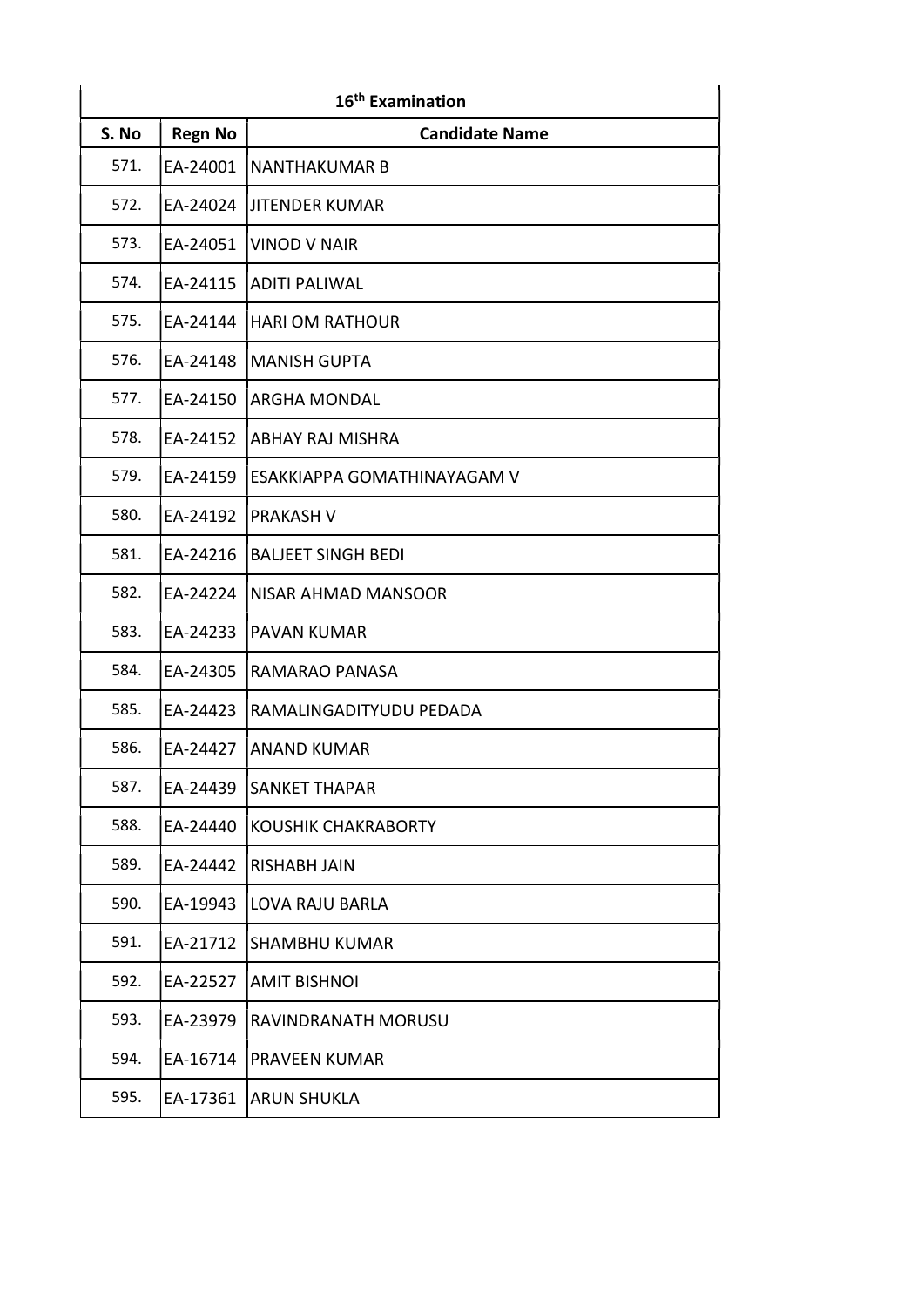| 16th Examination | | |
|---|---|---|
| S. No | Regn No | Candidate Name |
| 571. | EA-24001 | NANTHAKUMAR B |
| 572. | EA-24024 | JITENDER KUMAR |
| 573. | EA-24051 | VINOD V NAIR |
| 574. | EA-24115 | ADITI PALIWAL |
| 575. | EA-24144 | HARI OM RATHOUR |
| 576. | EA-24148 | MANISH GUPTA |
| 577. | EA-24150 | ARGHA MONDAL |
| 578. | EA-24152 | ABHAY RAJ MISHRA |
| 579. | EA-24159 | ESAKKIAPPA GOMATHINAYAGAM V |
| 580. | EA-24192 | PRAKASH V |
| 581. | EA-24216 | BALJEET SINGH BEDI |
| 582. | EA-24224 | NISAR AHMAD MANSOOR |
| 583. | EA-24233 | PAVAN KUMAR |
| 584. | EA-24305 | RAMARAO PANASA |
| 585. | EA-24423 | RAMALINGADITYUDU PEDADA |
| 586. | EA-24427 | ANAND KUMAR |
| 587. | EA-24439 | SANKET THAPAR |
| 588. | EA-24440 | KOUSHIK CHAKRABORTY |
| 589. | EA-24442 | RISHABH JAIN |
| 590. | EA-19943 | LOVA RAJU BARLA |
| 591. | EA-21712 | SHAMBHU KUMAR |
| 592. | EA-22527 | AMIT BISHNOI |
| 593. | EA-23979 | RAVINDRANATH MORUSU |
| 594. | EA-16714 | PRAVEEN KUMAR |
| 595. | EA-17361 | ARUN SHUKLA |